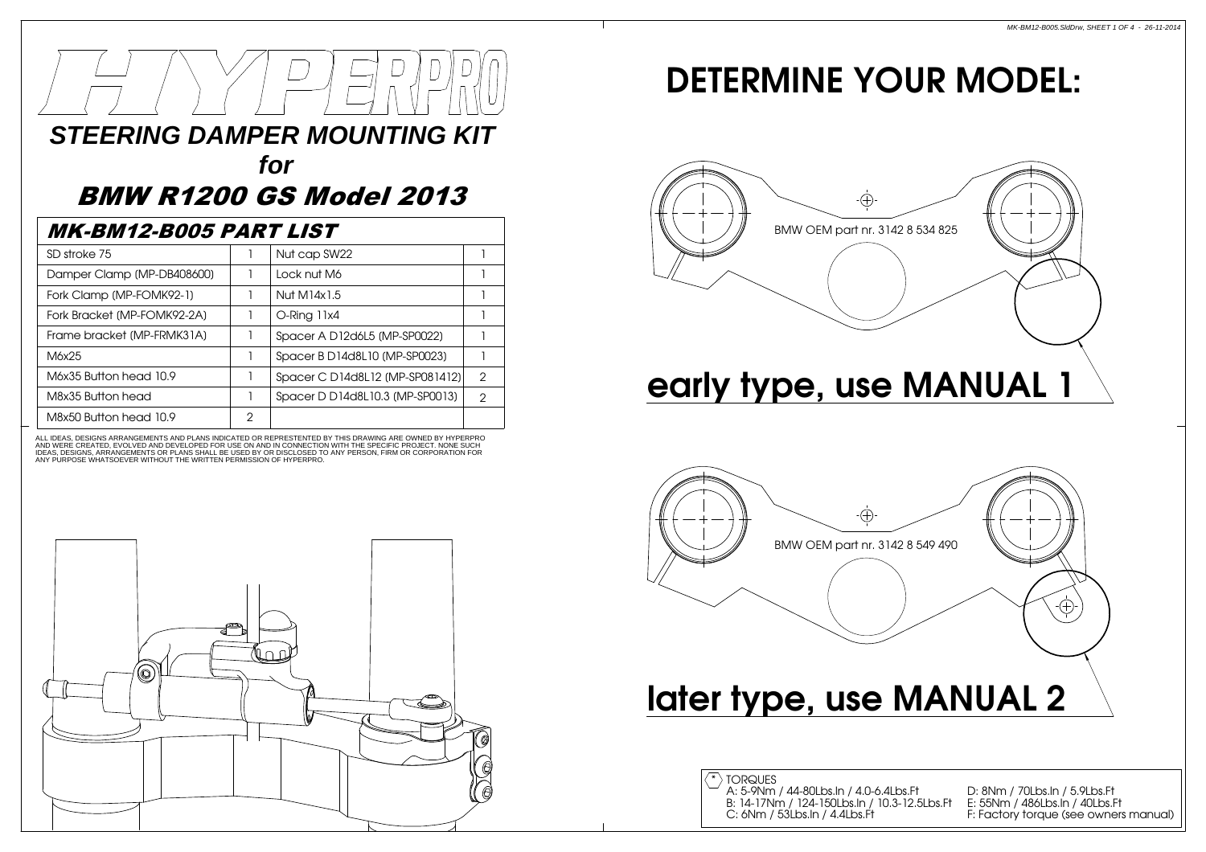# HYPERPRO

## STEERING DAMPER MOUNTING KIT

## for

## BMW R1200 GS Model 2013

### MK-BM12-B005 PART LIST

| | | | |
|---|---|---|---|
| SD stroke 75 | 1 | Nut cap SW22 | 1 |
| Damper Clamp (MP-DB408600) | 1 | Lock nut M6 | 1 |
| Fork Clamp (MP-FOMK92-1) | 1 | Nut M14x1.5 | 1 |
| Fork Bracket (MP-FOMK92-2A) | 1 | O-Ring 11x4 | 1 |
| Frame bracket (MP-FRMK31A) | 1 | Spacer A D12d6L5 (MP-SP0022) | 1 |
| M6x25 | 1 | Spacer B D14d8L10 (MP-SP0023) | 1 |
| M6x35 Button head 10.9 | 1 | Spacer C D14d8L12 (MP-SP081412) | 2 |
| M8x35 Button head | 1 | Spacer D D14d8L10.3 (MP-SP0013) | 2 |
| M8x50 Button head 10.9 | 2 | | |

ALL IDEAS, DESIGNS ARRANGEMENTS AND PLANS INDICATED OR REPRESTENTED BY THIS DRAWING ARE OWNED BY HYPERPRO AND WERE CREATED, EVOLVED AND DEVELOPED FOR USE ON AND IN CONNECTION WITH THE SPECIFIC PROJECT. NONE SUCH IDEAS, DESIGNS, ARRANGEMENTS OR PLANS SHALL BE USED BY OR DISCLOSED TO ANY PERSON, FIRM OR CORPORATION FOR ANY PURPOSE WHATSOEVER WITHOUT THE WRITTEN PERMISSION OF HYPERPRO.

# DETERMINE YOUR MODEL:

BMW OEM part nr. 3142 8 534 825

## early type, use MANUAL 1

BMW OEM part nr. 3142 8 549 490

## later type, use MANUAL 2

\* TORQUES

- A: 5-9Nm / 44-80Lbs.In / 4.0-6.4Lbs.Ft
- B: 14-17Nm / 124-150Lbs.In / 10.3-12.5Lbs.Ft
- C: 6Nm / 53Lbs.In / 4.4Lbs.Ft
- D: 8Nm / 70Lbs.In / 5.9Lbs.Ft
- E: 55Nm / 486Lbs.In / 40Lbs.Ft
- F: Factory torque (see owners manual)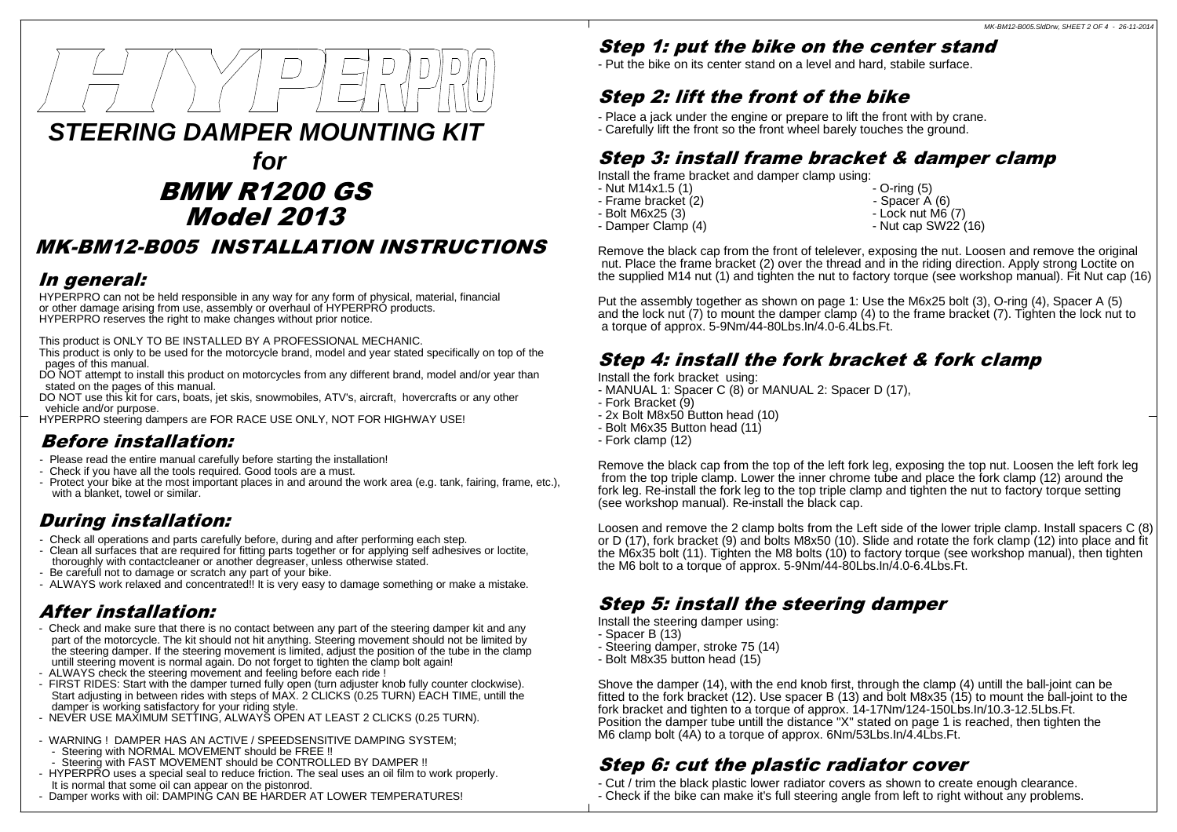# HYPERPRO

## STEERING DAMPER MOUNTING KIT

## for

# BMW R1200 GS
# Model 2013

## MK-BM12-B005 INSTALLATION INSTRUCTIONS

## In general:

HYPERPRO can not be held responsible in any way for any form of physical, material, financial or other damage arising from use, assembly or overhaul of HYPERPRO products.
HYPERPRO reserves the right to make changes without prior notice.

This product is ONLY TO BE INSTALLED BY A PROFESSIONAL MECHANIC.
This product is only to be used for the motorcycle brand, model and year stated specifically on top of the pages of this manual.
DO NOT attempt to install this product on motorcycles from any different brand, model and/or year than stated on the pages of this manual.
DO NOT use this kit for cars, boats, jet skis, snowmobiles, ATV's, aircraft, hovercrafts or any other vehicle and/or purpose.
HYPERPRO steering dampers are FOR RACE USE ONLY, NOT FOR HIGHWAY USE!

## Before installation:

- Please read the entire manual carefully before starting the installation!
- Check if you have all the tools required. Good tools are a must.
- Protect your bike at the most important places in and around the work area (e.g. tank, fairing, frame, etc.), with a blanket, towel or similar.

## During installation:

- Check all operations and parts carefully before, during and after performing each step.
- Clean all surfaces that are required for fitting parts together or for applying self adhesives or loctite, thoroughly with contactcleaner or another degreaser, unless otherwise stated.
- Be carefull not to damage or scratch any part of your bike.
- ALWAYS work relaxed and concentrated!! It is very easy to damage something or make a mistake.

## After installation:

- Check and make sure that there is no contact between any part of the steering damper kit and any part of the motorcycle. The kit should not hit anything. Steering movement should not be limited by the steering damper. If the steering movement is limited, adjust the position of the tube in the clamp untill steering movent is normal again. Do not forget to tighten the clamp bolt again!
- ALWAYS check the steering movement and feeling before each ride !
- FIRST RIDES: Start with the damper turned fully open (turn adjuster knob fully counter clockwise). Start adjusting in between rides with steps of MAX. 2 CLICKS (0.25 TURN) EACH TIME, untill the damper is working satisfactory for your riding style.
- NEVER USE MAXIMUM SETTING, ALWAYS OPEN AT LEAST 2 CLICKS (0.25 TURN).

- WARNING ! DAMPER HAS AN ACTIVE / SPEEDSENSITIVE DAMPING SYSTEM;
  - Steering with NORMAL MOVEMENT should be FREE !!
  - Steering with FAST MOVEMENT should be CONTROLLED BY DAMPER !!
- HYPERPRO uses a special seal to reduce friction. The seal uses an oil film to work properly. It is normal that some oil can appear on the pistonrod.
- Damper works with oil: DAMPING CAN BE HARDER AT LOWER TEMPERATURES!

## Step 1: put the bike on the center stand

- Put the bike on its center stand on a level and hard, stabile surface.

## Step 2: lift the front of the bike

- Place a jack under the engine or prepare to lift the front with by crane.
- Carefully lift the front so the front wheel barely touches the ground.

## Step 3: install frame bracket & damper clamp

Install the frame bracket and damper clamp using:

- Nut M14x1.5 (1)
- Frame bracket (2)
- Bolt M6x25 (3)
- Damper Clamp (4)
- O-ring (5)
- Spacer A (6)
- Lock nut M6 (7)
- Nut cap SW22 (16)

Remove the black cap from the front of telelever, exposing the nut. Loosen and remove the original nut. Place the frame bracket (2) over the thread and in the riding direction. Apply strong Loctite on the supplied M14 nut (1) and tighten the nut to factory torque (see workshop manual). Fit Nut cap (16)

Put the assembly together as shown on page 1: Use the M6x25 bolt (3), O-ring (4), Spacer A (5) and the lock nut (7) to mount the damper clamp (4) to the frame bracket (7). Tighten the lock nut to a torque of approx. 5-9Nm/44-80Lbs.In/4.0-6.4Lbs.Ft.

## Step 4: install the fork bracket & fork clamp

Install the fork bracket using:

- MANUAL 1: Spacer C (8) or MANUAL 2: Spacer D (17),
- Fork Bracket (9)
- 2x Bolt M8x50 Button head (10)
- Bolt M6x35 Button head (11)
- Fork clamp (12)

Remove the black cap from the top of the left fork leg, exposing the top nut. Loosen the left fork leg from the top triple clamp. Lower the inner chrome tube and place the fork clamp (12) around the fork leg. Re-install the fork leg to the top triple clamp and tighten the nut to factory torque setting (see workshop manual). Re-install the black cap.

Loosen and remove the 2 clamp bolts from the Left side of the lower triple clamp. Install spacers C (8) or D (17), fork bracket (9) and bolts M8x50 (10). Slide and rotate the fork clamp (12) into place and fit the M6x35 bolt (11). Tighten the M8 bolts (10) to factory torque (see workshop manual), then tighten the M6 bolt to a torque of approx. 5-9Nm/44-80Lbs.In/4.0-6.4Lbs.Ft.

## Step 5: install the steering damper

Install the steering damper using:

- Spacer B (13)
- Steering damper, stroke 75 (14)
- Bolt M8x35 button head (15)

Shove the damper (14), with the end knob first, through the clamp (4) untill the ball-joint can be fitted to the fork bracket (12). Use spacer B (13) and bolt M8x35 (15) to mount the ball-joint to the fork bracket and tighten to a torque of approx. 14-17Nm/124-150Lbs.In/10.3-12.5Lbs.Ft.
Position the damper tube untill the distance "X" stated on page 1 is reached, then tighten the M6 clamp bolt (4A) to a torque of approx. 6Nm/53Lbs.In/4.4Lbs.Ft.

## Step 6: cut the plastic radiator cover

- Cut / trim the black plastic lower radiator covers as shown to create enough clearance.
- Check if the bike can make it's full steering angle from left to right without any problems.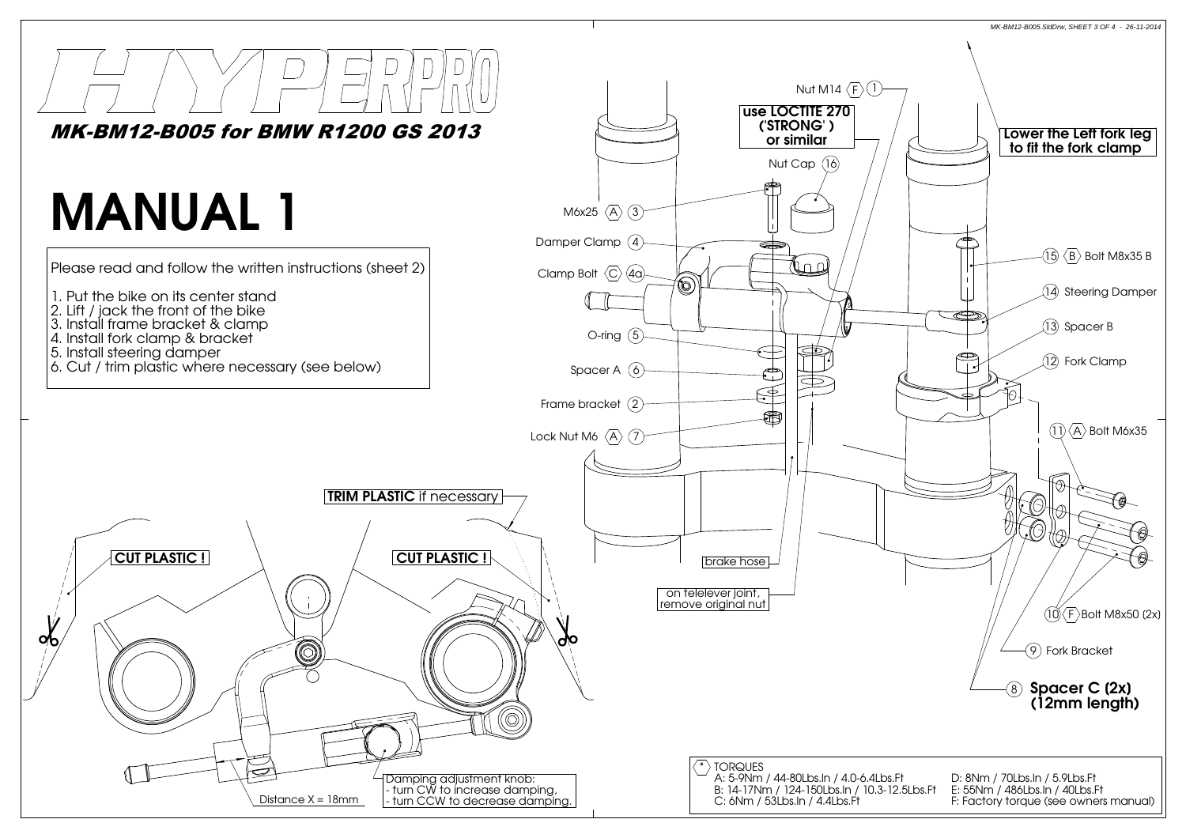# HYPERPRO

***MK-BM12-B005 for BMW R1200 GS 2013***

# MANUAL 1

Please read and follow the written instructions (sheet 2)

1. Put the bike on its center stand
2. Lift / jack the front of the bike
3. Install frame bracket & clamp
4. Install fork clamp & bracket
5. Install steering damper
6. Cut / trim plastic where necessary (see below)

Nut M14 ⟨F⟩ (1)

**use LOCTITE 270 ('STRONG') or similar**

Nut Cap (16)

M6x25 ⟨A⟩ (3)

Damper Clamp (4)

Clamp Bolt ⟨C⟩ (4a)

O-ring (5)

Spacer A (6)

Frame bracket (2)

Lock Nut M6 ⟨A⟩ (7)

**Lower the Left fork leg to fit the fork clamp**

(15) ⟨B⟩ Bolt M8x35 B

(14) Steering Damper

(13) Spacer B

(12) Fork Clamp

(11) ⟨A⟩ Bolt M6x35

(10) ⟨F⟩ Bolt M8x50 (2x)

(9) Fork Bracket

(8) **Spacer C (2x) (12mm length)**

brake hose

on telelever joint, remove original nut

**TRIM PLASTIC** if necessary

**CUT PLASTIC !**

**CUT PLASTIC !**

Damping adjustment knob:
- turn CW to increase damping,
- turn CCW to decrease damping.

Distance X = 18mm

⟨*⟩ TORQUES

A: 5-9Nm / 44-80Lbs.In / 4.0-6.4Lbs.Ft
B: 14-17Nm / 124-150Lbs.In / 10.3-12.5Lbs.Ft
C: 6Nm / 53Lbs.In / 4.4Lbs.Ft
D: 8Nm / 70Lbs.In / 5.9Lbs.Ft
E: 55Nm / 486Lbs.In / 40Lbs.Ft
F: Factory torque (see owners manual)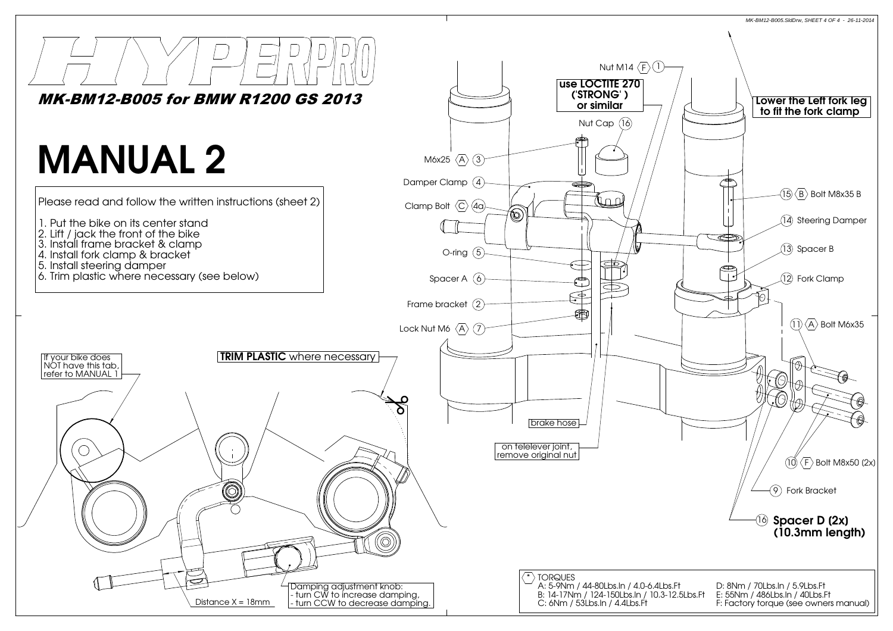# HYPERPRO

## *MK-BM12-B005 for BMW R1200 GS 2013*

# MANUAL 2

Please read and follow the written instructions (sheet 2)

1. Put the bike on its center stand
2. Lift / jack the front of the bike
3. Install frame bracket & clamp
4. Install fork clamp & bracket
5. Install steering damper
6. Trim plastic where necessary (see below)

Nut M14 ⟨F⟩ (1)

**use LOCTITE 270 ('STRONG') or similar**

Nut Cap (16)

M6x25 ⟨A⟩ (3)

Damper Clamp (4)

Clamp Bolt ⟨C⟩ (4a)

O-ring (5)

Spacer A (6)

Frame bracket (2)

Lock Nut M6 ⟨A⟩ (7)

**Lower the Left fork leg to fit the fork clamp**

(15) ⟨B⟩ Bolt M8x35 B

(14) Steering Damper

(13) Spacer B

(12) Fork Clamp

(11) ⟨A⟩ Bolt M6x35

brake hose

on telelever joint, remove original nut

(10) ⟨F⟩ Bolt M8x50 (2x)

(9) Fork Bracket

(16) **Spacer D (2x) (10.3mm length)**

If your bike does NOT have this tab, refer to MANUAL 1

**TRIM PLASTIC** where necessary

Damping adjustment knob:
- turn CW to increase damping,
- turn CCW to decrease damping.

Distance X = 18mm

(*) TORQUES

A: 5-9Nm / 44-80Lbs.In / 4.0-6.4Lbs.Ft
B: 14-17Nm / 124-150Lbs.In / 10.3-12.5Lbs.Ft
C: 6Nm / 53Lbs.In / 4.4Lbs.Ft
D: 8Nm / 70Lbs.In / 5.9Lbs.Ft
E: 55Nm / 486Lbs.In / 40Lbs.Ft
F: Factory torque (see owners manual)